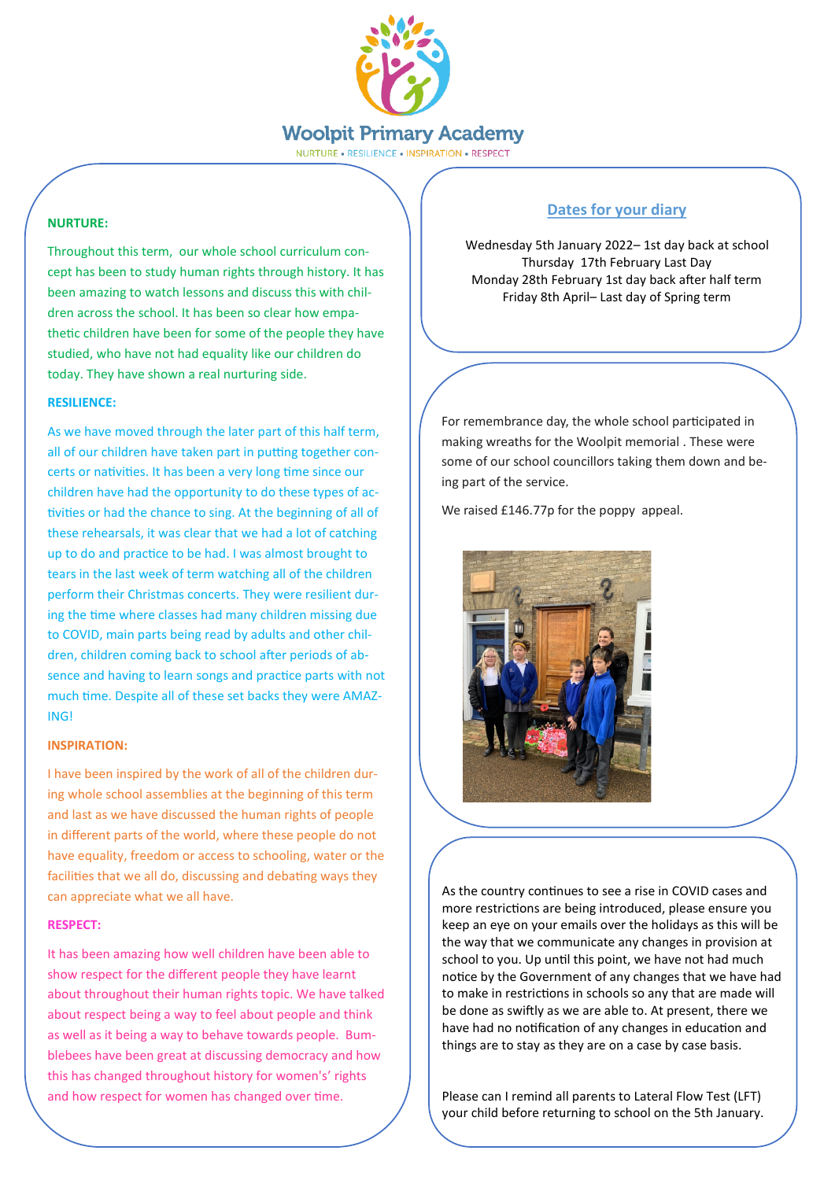# Woolpit Primary Academy

NURTURE • RESILIENCE • INSPIRATION • RESPECT

**NURTURE:**

Throughout this term, our whole school curriculum concept has been to study human rights through history. It has been amazing to watch lessons and discuss this with children across the school. It has been so clear how empathetic children have been for some of the people they have studied, who have not had equality like our children do today. They have shown a real nurturing side.

**RESILIENCE:**

As we have moved through the later part of this half term, all of our children have taken part in putting together concerts or nativities. It has been a very long time since our children have had the opportunity to do these types of activities or had the chance to sing. At the beginning of all of these rehearsals, it was clear that we had a lot of catching up to do and practice to be had. I was almost brought to tears in the last week of term watching all of the children perform their Christmas concerts. They were resilient during the time where classes had many children missing due to COVID, main parts being read by adults and other children, children coming back to school after periods of absence and having to learn songs and practice parts with not much time. Despite all of these set backs they were AMAZING!

**INSPIRATION:**

I have been inspired by the work of all of the children during whole school assemblies at the beginning of this term and last as we have discussed the human rights of people in different parts of the world, where these people do not have equality, freedom or access to schooling, water or the facilities that we all do, discussing and debating ways they can appreciate what we all have.

**RESPECT:**

It has been amazing how well children have been able to show respect for the different people they have learnt about throughout their human rights topic. We have talked about respect being a way to feel about people and think as well as it being a way to behave towards people. Bumblebees have been great at discussing democracy and how this has changed throughout history for women's' rights and how respect for women has changed over time.

## Dates for your diary

Wednesday 5th January 2022– 1st day back at school
Thursday 17th February Last Day
Monday 28th February 1st day back after half term
Friday 8th April– Last day of Spring term

For remembrance day, the whole school participated in making wreaths for the Woolpit memorial . These were some of our school councillors taking them down and being part of the service.

We raised £146.77p for the poppy appeal.

As the country continues to see a rise in COVID cases and more restrictions are being introduced, please ensure you keep an eye on your emails over the holidays as this will be the way that we communicate any changes in provision at school to you. Up until this point, we have not had much notice by the Government of any changes that we have had to make in restrictions in schools so any that are made will be done as swiftly as we are able to. At present, there we have had no notification of any changes in education and things are to stay as they are on a case by case basis.

Please can I remind all parents to Lateral Flow Test (LFT) your child before returning to school on the 5th January.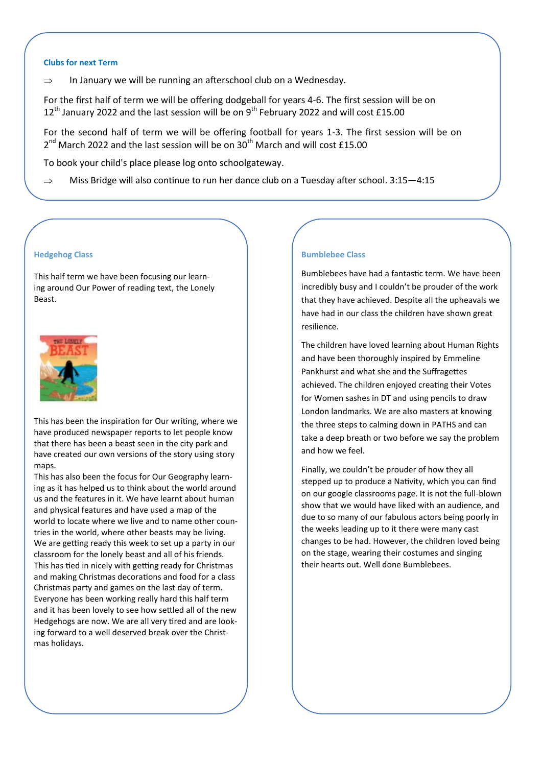### Clubs for next Term

⇒ In January we will be running an afterschool club on a Wednesday.

For the first half of term we will be offering dodgeball for years 4-6. The first session will be on 12th January 2022 and the last session will be on 9th February 2022 and will cost £15.00

For the second half of term we will be offering football for years 1-3. The first session will be on 2nd March 2022 and the last session will be on 30th March and will cost £15.00

To book your child's place please log onto schoolgateway.

⇒ Miss Bridge will also continue to run her dance club on a Tuesday after school. 3:15—4:15

### Hedgehog Class

This half term we have been focusing our learning around Our Power of reading text, the Lonely Beast.

This has been the inspiration for Our writing, where we have produced newspaper reports to let people know that there has been a beast seen in the city park and have created our own versions of the story using story maps.

This has also been the focus for Our Geography learning as it has helped us to think about the world around us and the features in it. We have learnt about human and physical features and have used a map of the world to locate where we live and to name other countries in the world, where other beasts may be living.

We are getting ready this week to set up a party in our classroom for the lonely beast and all of his friends.

This has tied in nicely with getting ready for Christmas and making Christmas decorations and food for a class Christmas party and games on the last day of term.

Everyone has been working really hard this half term and it has been lovely to see how settled all of the new Hedgehogs are now. We are all very tired and are looking forward to a well deserved break over the Christmas holidays.

### Bumblebee Class

Bumblebees have had a fantastic term. We have been incredibly busy and I couldn't be prouder of the work that they have achieved. Despite all the upheavals we have had in our class the children have shown great resilience.

The children have loved learning about Human Rights and have been thoroughly inspired by Emmeline Pankhurst and what she and the Suffragettes achieved. The children enjoyed creating their Votes for Women sashes in DT and using pencils to draw London landmarks. We are also masters at knowing the three steps to calming down in PATHS and can take a deep breath or two before we say the problem and how we feel.

Finally, we couldn't be prouder of how they all stepped up to produce a Nativity, which you can find on our google classrooms page. It is not the full-blown show that we would have liked with an audience, and due to so many of our fabulous actors being poorly in the weeks leading up to it there were many cast changes to be had. However, the children loved being on the stage, wearing their costumes and singing their hearts out. Well done Bumblebees.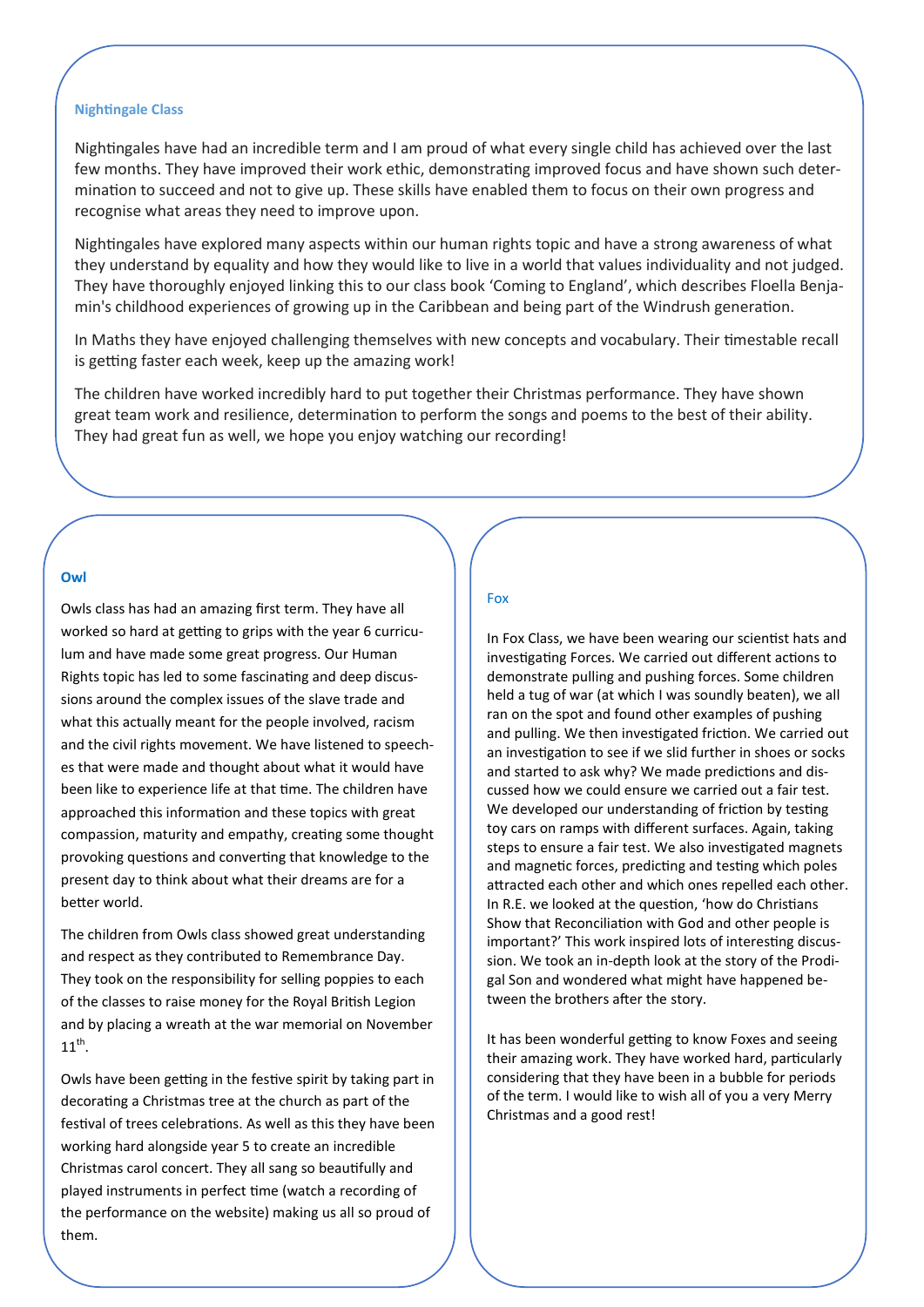## Nightingale Class

Nightingales have had an incredible term and I am proud of what every single child has achieved over the last few months. They have improved their work ethic, demonstrating improved focus and have shown such determination to succeed and not to give up. These skills have enabled them to focus on their own progress and recognise what areas they need to improve upon.

Nightingales have explored many aspects within our human rights topic and have a strong awareness of what they understand by equality and how they would like to live in a world that values individuality and not judged. They have thoroughly enjoyed linking this to our class book 'Coming to England', which describes Floella Benjamin's childhood experiences of growing up in the Caribbean and being part of the Windrush generation.

In Maths they have enjoyed challenging themselves with new concepts and vocabulary. Their timestable recall is getting faster each week, keep up the amazing work!

The children have worked incredibly hard to put together their Christmas performance. They have shown great team work and resilience, determination to perform the songs and poems to the best of their ability. They had great fun as well, we hope you enjoy watching our recording!

## Owl

Owls class has had an amazing first term. They have all worked so hard at getting to grips with the year 6 curriculum and have made some great progress. Our Human Rights topic has led to some fascinating and deep discussions around the complex issues of the slave trade and what this actually meant for the people involved, racism and the civil rights movement. We have listened to speeches that were made and thought about what it would have been like to experience life at that time. The children have approached this information and these topics with great compassion, maturity and empathy, creating some thought provoking questions and converting that knowledge to the present day to think about what their dreams are for a better world.

The children from Owls class showed great understanding and respect as they contributed to Remembrance Day. They took on the responsibility for selling poppies to each of the classes to raise money for the Royal British Legion and by placing a wreath at the war memorial on November 11th.

Owls have been getting in the festive spirit by taking part in decorating a Christmas tree at the church as part of the festival of trees celebrations. As well as this they have been working hard alongside year 5 to create an incredible Christmas carol concert. They all sang so beautifully and played instruments in perfect time (watch a recording of the performance on the website) making us all so proud of them.

## Fox

In Fox Class, we have been wearing our scientist hats and investigating Forces. We carried out different actions to demonstrate pulling and pushing forces. Some children held a tug of war (at which I was soundly beaten), we all ran on the spot and found other examples of pushing and pulling. We then investigated friction. We carried out an investigation to see if we slid further in shoes or socks and started to ask why? We made predictions and discussed how we could ensure we carried out a fair test. We developed our understanding of friction by testing toy cars on ramps with different surfaces. Again, taking steps to ensure a fair test. We also investigated magnets and magnetic forces, predicting and testing which poles attracted each other and which ones repelled each other. In R.E. we looked at the question, 'how do Christians Show that Reconciliation with God and other people is important?' This work inspired lots of interesting discussion. We took an in-depth look at the story of the Prodigal Son and wondered what might have happened between the brothers after the story.

It has been wonderful getting to know Foxes and seeing their amazing work. They have worked hard, particularly considering that they have been in a bubble for periods of the term. I would like to wish all of you a very Merry Christmas and a good rest!